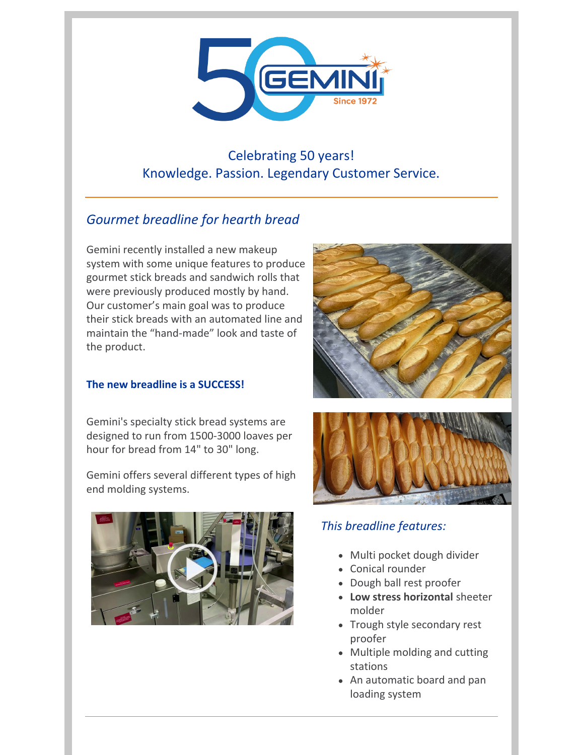Celebrating 50 years!
Knowledge. Passion. Legendary Customer Service.

## *Gourmet breadline for hearth bread*

Gemini recently installed a new makeup system with some unique features to produce gourmet stick breads and sandwich rolls that were previously produced mostly by hand. Our customer's main goal was to produce their stick breads with an automated line and maintain the "hand-made" look and taste of the product.

**The new breadline is a SUCCESS!**

Gemini's specialty stick bread systems are designed to run from 1500-3000 loaves per hour for bread from 14" to 30" long.

Gemini offers several different types of high end molding systems.

### *This breadline features:*

- Multi pocket dough divider
- Conical rounder
- Dough ball rest proofer
- **Low stress horizontal** sheeter molder
- Trough style secondary rest proofer
- Multiple molding and cutting stations
- An automatic board and pan loading system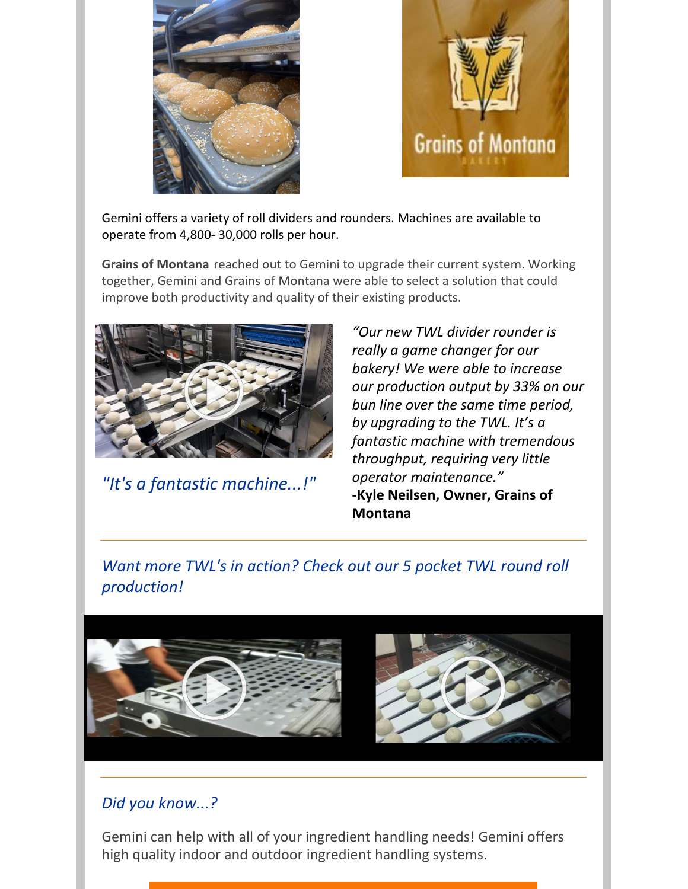Gemini offers a variety of roll dividers and rounders. Machines are available to operate from 4,800- 30,000 rolls per hour.

**Grains of Montana** reached out to Gemini to upgrade their current system. Working together, Gemini and Grains of Montana were able to select a solution that could improve both productivity and quality of their existing products.

*"It's a fantastic machine...!"*

*"Our new TWL divider rounder is really a game changer for our bakery! We were able to increase our production output by 33% on our bun line over the same time period, by upgrading to the TWL. It's a fantastic machine with tremendous throughput, requiring very little operator maintenance."*
**-Kyle Neilsen, Owner, Grains of Montana**

---

*Want more TWL's in action? Check out our 5 pocket TWL round roll production!*

---

*Did you know...?*

Gemini can help with all of your ingredient handling needs! Gemini offers high quality indoor and outdoor ingredient handling systems.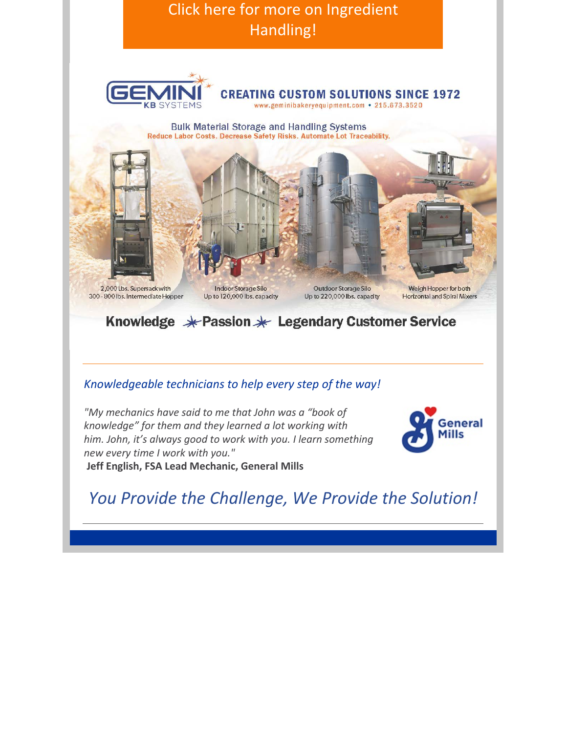Click here for more on Ingredient Handling!

GEMINI KB SYSTEMS

**CREATING CUSTOM SOLUTIONS SINCE 1972**

www.geminibakeryequipment.com • 215.673.3520

Bulk Material Storage and Handling Systems

Reduce Labor Costs. Decrease Safety Risks. Automate Lot Traceability.

2,000 Lbs. Supersack with 300 - 800 lbs. Intermediate Hopper

Indoor Storage Silo Up to 120,000 lbs. capacity

Outdoor Storage Silo Up to 220,000 lbs. capacity

Weigh Hopper for both Horizontal and Spiral Mixers

**Knowledge ✶ Passion ✶ Legendary Customer Service**

---

*Knowledgeable technicians to help every step of the way!*

*"My mechanics have said to me that John was a "book of knowledge" for them and they learned a lot working with him. John, it's always good to work with you. I learn something new every time I work with you."*

**Jeff English, FSA Lead Mechanic, General Mills**

General Mills

*You Provide the Challenge, We Provide the Solution!*